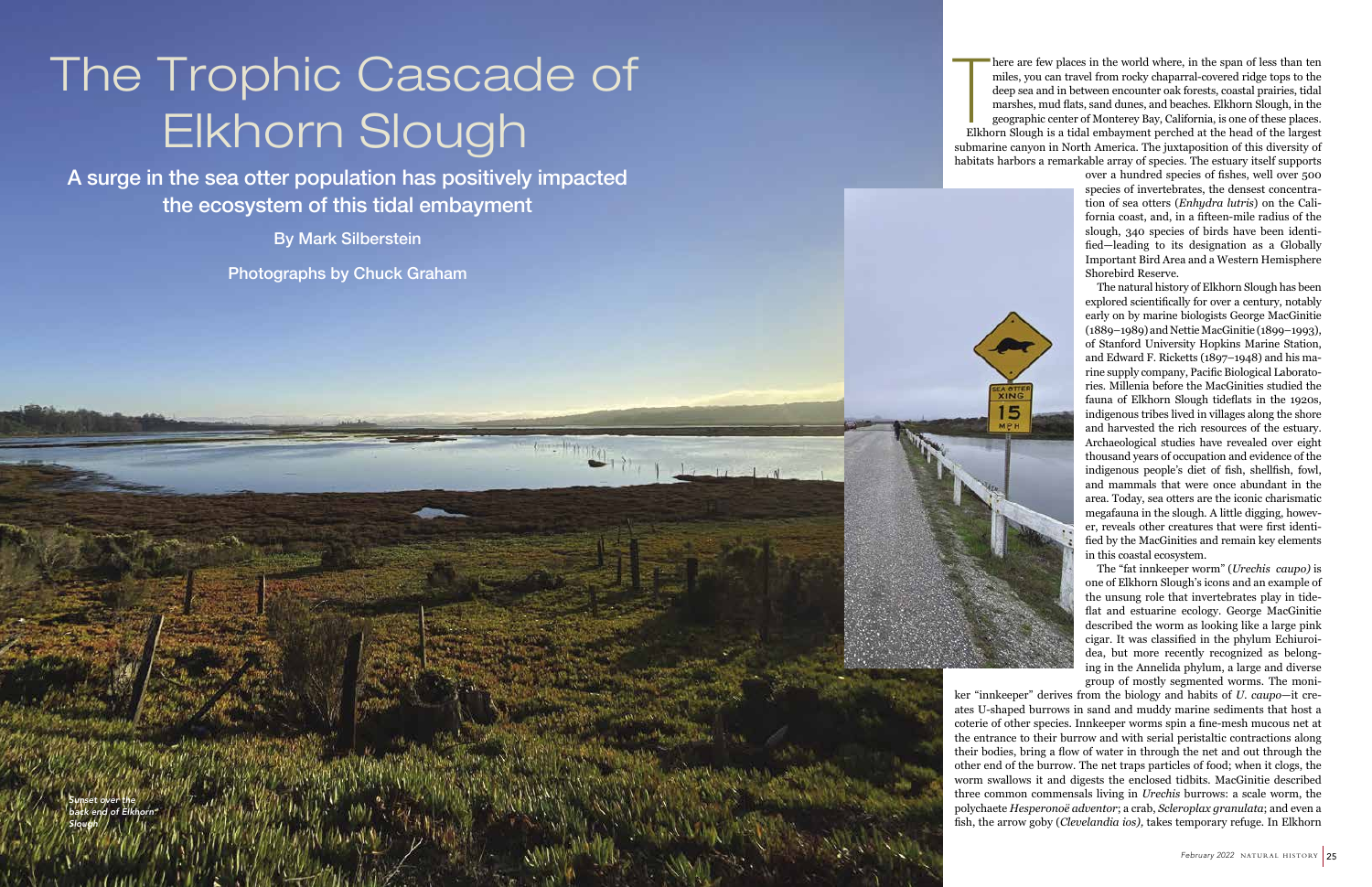# The Trophic Cascade of Elkhorn Slough

## A surge in the sea otter population has positively impacted the ecosystem of this tidal embayment

By Mark Silberstein

Photographs by Chuck Graham

Sunset over the back end of Elkhorn Slough

There are few places in the world where, in the span of less than ten miles, you can travel from rocky chaparral-covered ridge tops to the deep sea and in between encounter oak forests, coastal prairies, tidal marshes, mud flats, sand dunes, and beaches. Elkhorn Slough, in the geographic center of Monterey Bay, California, is one of these places.

Elkhorn Slough is a tidal embayment perched at the head of the largest submarine canyon in North America. The juxtaposition of this diversity of habitats harbors a remarkable array of species. The estuary itself supports over a hundred species of fishes, well over 500 species of invertebrates, the densest concentration of sea otters (*Enhydra lutris*) on the California coast, and, in a fifteen-mile radius of the slough, 340 species of birds have been identified—leading to its designation as a Globally Important Bird Area and a Western Hemisphere Shorebird Reserve.

The natural history of Elkhorn Slough has been explored scientifically for over a century, notably early on by marine biologists George MacGinitie (1889–1989) and Nettie MacGinitie (1899–1993), of Stanford University Hopkins Marine Station, and Edward F. Ricketts (1897–1948) and his marine supply company, Pacific Biological Laboratories. Millenia before the MacGinities studied the fauna of Elkhorn Slough tideflats in the 1920s, indigenous tribes lived in villages along the shore and harvested the rich resources of the estuary. Archaeological studies have revealed over eight thousand years of occupation and evidence of the indigenous people's diet of fish, shellfish, fowl, and mammals that were once abundant in the area. Today, sea otters are the iconic charismatic megafauna in the slough. A little digging, however, reveals other creatures that were first identified by the MacGinities and remain key elements in this coastal ecosystem.

The "fat innkeeper worm" (*Urechis caupo)* is one of Elkhorn Slough's icons and an example of the unsung role that invertebrates play in tideflat and estuarine ecology. George MacGinitie described the worm as looking like a large pink cigar. It was classified in the phylum Echiuroidea, but more recently recognized as belonging in the Annelida phylum, a large and diverse group of mostly segmented worms. The moniker "innkeeper" derives from the biology and habits of *U. caupo*—it creates U-shaped burrows in sand and muddy marine sediments that host a coterie of other species. Innkeeper worms spin a fine-mesh mucous net at the entrance to their burrow and with serial peristaltic contractions along their bodies, bring a flow of water in through the net and out through the other end of the burrow. The net traps particles of food; when it clogs, the worm swallows it and digests the enclosed tidbits. MacGinitie described three common commensals living in *Urechis* burrows: a scale worm, the polychaete *Hesperonoë adventor*; a crab, *Scleroplax granulata*; and even a fish, the arrow goby (*Clevelandia ios)*, takes temporary refuge. In Elkhorn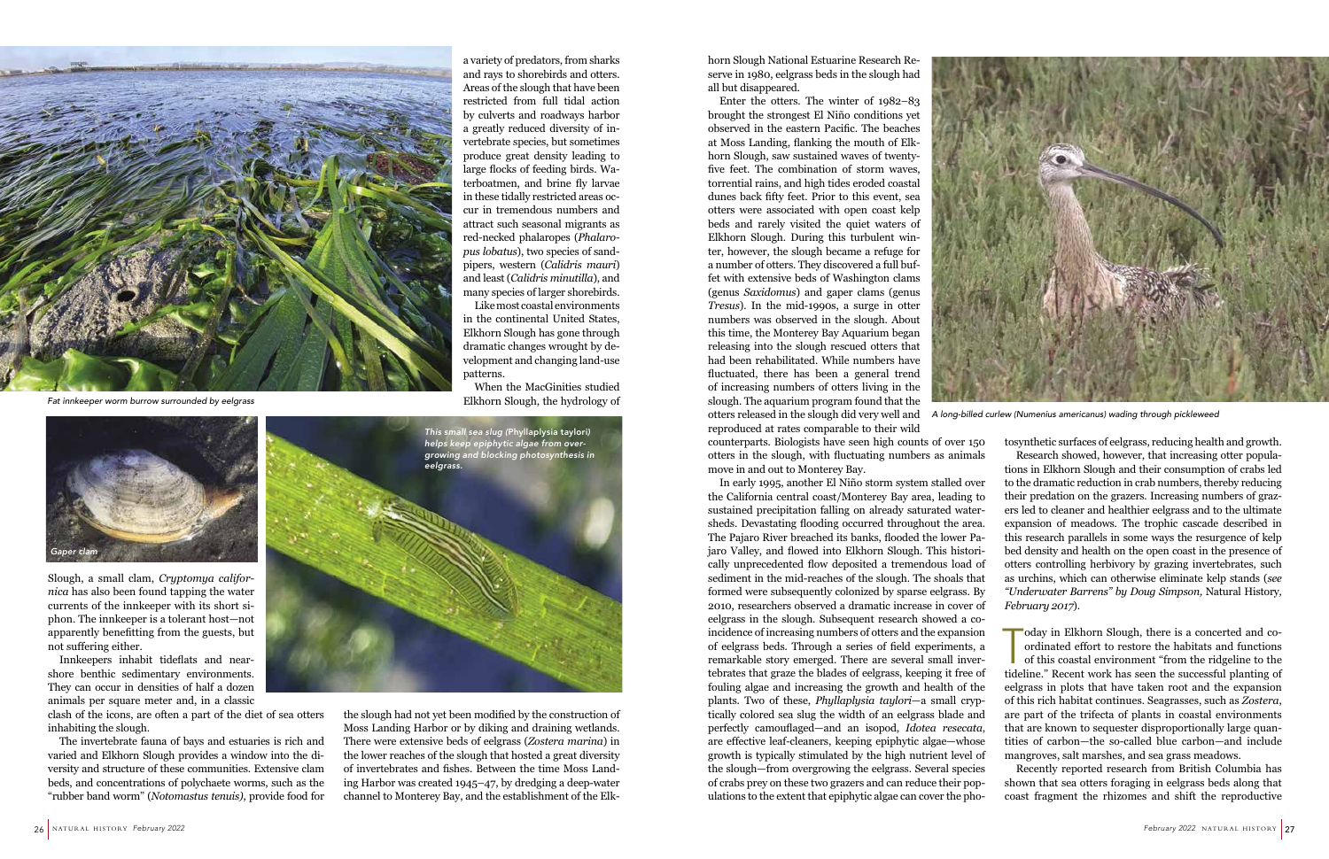Fat innkeeper worm burrow surrounded by eelgrass

Gaper clam

This small sea slug (*Phyllaplysia taylori*) helps keep epiphytic algae from overgrowing and blocking photosynthesis in eelgrass.

Slough, a small clam, *Cryptomya californica* has also been found tapping the water currents of the innkeeper with its short siphon. The innkeeper is a tolerant host—not apparently benefitting from the guests, but not suffering either.

Innkeepers inhabit tideflats and nearshore benthic sedimentary environments. They can occur in densities of half a dozen animals per square meter and, in a classic clash of the icons, are often a part of the diet of sea otters inhabiting the slough.

The invertebrate fauna of bays and estuaries is rich and varied and Elkhorn Slough provides a window into the diversity and structure of these communities. Extensive clam beds, and concentrations of polychaete worms, such as the "rubber band worm" (*Notomastus tenuis)*, provide food for a variety of predators, from sharks and rays to shorebirds and otters. Areas of the slough that have been restricted from full tidal action by culverts and roadways harbor a greatly reduced diversity of invertebrate species, but sometimes produce great density leading to large flocks of feeding birds. Waterboatmen, and brine fly larvae in these tidally restricted areas occur in tremendous numbers and attract such seasonal migrants as red-necked phalaropes (*Phalaropus lobatus*), two species of sandpipers, western (*Calidris mauri*) and least (*Calidris minutilla*), and many species of larger shorebirds.

Like most coastal environments in the continental United States, Elkhorn Slough has gone through dramatic changes wrought by development and changing land-use patterns.

When the MacGinities studied Elkhorn Slough, the hydrology of the slough had not yet been modified by the construction of Moss Landing Harbor or by diking and draining wetlands. There were extensive beds of eelgrass (*Zostera marina*) in the lower reaches of the slough that hosted a great diversity of invertebrates and fishes. Between the time Moss Landing Harbor was created 1945–47, by dredging a deep-water channel to Monterey Bay, and the establishment of the Elkhorn Slough National Estuarine Research Reserve in 1980, eelgrass beds in the slough had all but disappeared.

Enter the otters. The winter of 1982–83 brought the strongest El Niño conditions yet observed in the eastern Pacific. The beaches at Moss Landing, flanking the mouth of Elkhorn Slough, saw sustained waves of twenty-five feet. The combination of storm waves, torrential rains, and high tides eroded coastal dunes back fifty feet. Prior to this event, sea otters were associated with open coast kelp beds and rarely visited the quiet waters of Elkhorn Slough. During this turbulent winter, however, the slough became a refuge for a number of otters. They discovered a full buffet with extensive beds of Washington clams (genus *Saxidomus*) and gaper clams (genus *Tresus*). In the mid-1990s, a surge in otter numbers was observed in the slough. About this time, the Monterey Bay Aquarium began releasing into the slough rescued otters that had been rehabilitated. While numbers have fluctuated, there has been a general trend of increasing numbers of otters living in the slough. The aquarium program found that the otters released in the slough did very well and reproduced at rates comparable to their wild counterparts. Biologists have seen high counts of over 150 otters in the slough, with fluctuating numbers as animals move in and out to Monterey Bay.

A long-billed curlew (*Numenius americanus*) wading through pickleweed

In early 1995, another El Niño storm system stalled over the California central coast/Monterey Bay area, leading to sustained precipitation falling on already saturated watersheds. Devastating flooding occurred throughout the area. The Pajaro River breached its banks, flooded the lower Pajaro Valley, and flowed into Elkhorn Slough. This historically unprecedented flow deposited a tremendous load of sediment in the mid-reaches of the slough. The shoals that formed were subsequently colonized by sparse eelgrass. By 2010, researchers observed a dramatic increase in cover of eelgrass in the slough. Subsequent research showed a coincidence of increasing numbers of otters and the expansion of eelgrass beds. Through a series of field experiments, a remarkable story emerged. There are several small invertebrates that graze the blades of eelgrass, keeping it free of fouling algae and increasing the growth and health of the plants. Two of these, *Phyllaplysia taylori*—a small cryptically colored sea slug the width of an eelgrass blade and perfectly camouflaged—and an isopod, *Idotea resecata*, are effective leaf-cleaners, keeping epiphytic algae—whose growth is typically stimulated by the high nutrient level of the slough—from overgrowing the eelgrass. Several species of crabs prey on these two grazers and can reduce their populations to the extent that epiphytic algae can cover the photosynthetic surfaces of eelgrass, reducing health and growth.

Research showed, however, that increasing otter populations in Elkhorn Slough and their consumption of crabs led to the dramatic reduction in crab numbers, thereby reducing their predation on the grazers. Increasing numbers of grazers led to cleaner and healthier eelgrass and to the ultimate expansion of meadows. The trophic cascade described in this research parallels in some ways the resurgence of kelp bed density and health on the open coast in the presence of otters controlling herbivory by grazing invertebrates, such as urchins, which can otherwise eliminate kelp stands (*see "Underwater Barrens" by Doug Simpson,* Natural History, *February 2017*).

Today in Elkhorn Slough, there is a concerted and coordinated effort to restore the habitats and functions of this coastal environment "from the ridgeline to the tideline." Recent work has seen the successful planting of eelgrass in plots that have taken root and the expansion of this rich habitat continues. Seagrasses, such as *Zostera*, are part of the trifecta of plants in coastal environments that are known to sequester disproportionally large quantities of carbon—the so-called blue carbon—and include mangroves, salt marshes, and sea grass meadows.

Recently reported research from British Columbia has shown that sea otters foraging in eelgrass beds along that coast fragment the rhizomes and shift the reproductive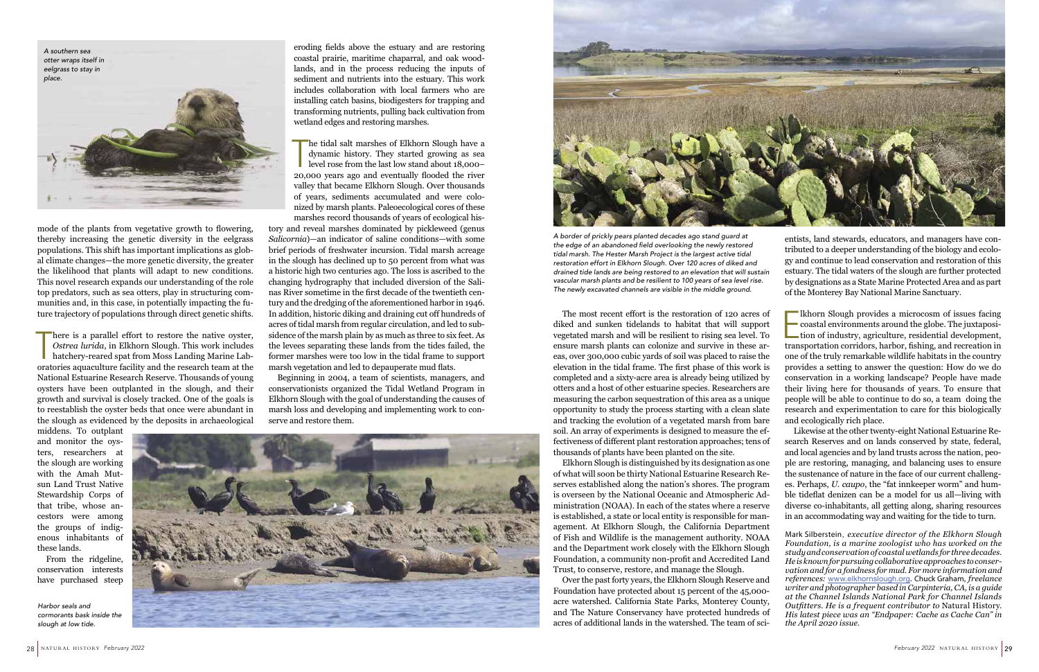*A southern sea otter wraps itself in eelgrass to stay in place.*

mode of the plants from vegetative growth to flowering, thereby increasing the genetic diversity in the eelgrass populations. This shift has important implications as global climate changes—the more genetic diversity, the greater the likelihood that plants will adapt to new conditions. This novel research expands our understanding of the role top predators, such as sea otters, play in structuring communities and, in this case, in potentially impacting the future trajectory of populations through direct genetic shifts.

There is a parallel effort to restore the native oyster, *Ostrea lurida*, in Elkhorn Slough. This work includes hatchery-reared spat from Moss Landing Marine Laboratories aquaculture facility and the research team at the National Estuarine Research Reserve. Thousands of young oysters have been outplanted in the slough, and their growth and survival is closely tracked. One of the goals is to reestablish the oyster beds that once were abundant in the slough as evidenced by the deposits in archaeological middens. To outplant and monitor the oysters, researchers at the slough are working with the Amah Mutsun Land Trust Native Stewardship Corps of that tribe, whose ancestors were among the groups of indigenous inhabitants of these lands.

From the ridgeline, conservation interests have purchased steep eroding fields above the estuary and are restoring coastal prairie, maritime chaparral, and oak woodlands, and in the process reducing the inputs of sediment and nutrients into the estuary. This work includes collaboration with local farmers who are installing catch basins, biodigesters for trapping and transforming nutrients, pulling back cultivation from wetland edges and restoring marshes.

The tidal salt marshes of Elkhorn Slough have a dynamic history. They started growing as sea level rose from the last low stand about 18,000–20,000 years ago and eventually flooded the river valley that became Elkhorn Slough. Over thousands of years, sediments accumulated and were colonized by marsh plants. Paleoecological cores of these marshes record thousands of years of ecological history and reveal marshes dominated by pickleweed (genus *Salicornia*)—an indicator of saline conditions—with some brief periods of freshwater incursion. Tidal marsh acreage in the slough has declined up to 50 percent from what was a historic high two centuries ago. The loss is ascribed to the changing hydrography that included diversion of the Salinas River sometime in the first decade of the twentieth century and the dredging of the aforementioned harbor in 1946. In addition, historic diking and draining cut off hundreds of acres of tidal marsh from regular circulation, and led to subsidence of the marsh plain by as much as three to six feet. As the levees separating these lands from the tides failed, the former marshes were too low in the tidal frame to support marsh vegetation and led to depauperate mud flats.

Beginning in 2004, a team of scientists, managers, and conservationists organized the Tidal Wetland Program in Elkhorn Slough with the goal of understanding the causes of marsh loss and developing and implementing work to conserve and restore them.

*Harbor seals and cormorants bask inside the slough at low tide.*

*A border of prickly pears planted decades ago stand guard at the edge of an abandoned field overlooking the newly restored tidal marsh. The Hester Marsh Project is the largest active tidal restoration effort in Elkhorn Slough. Over 120 acres of diked and drained tide lands are being restored to an elevation that will sustain vascular marsh plants and be resilient to 100 years of sea level rise. The newly excavated channels are visible in the middle ground.*

The most recent effort is the restoration of 120 acres of diked and sunken tidelands to habitat that will support vegetated marsh and will be resilient to rising sea level. To ensure marsh plants can colonize and survive in these areas, over 300,000 cubic yards of soil was placed to raise the elevation in the tidal frame. The first phase of this work is completed and a sixty-acre area is already being utilized by otters and a host of other estuarine species. Researchers are measuring the carbon sequestration of this area as a unique opportunity to study the process starting with a clean slate and tracking the evolution of a vegetated marsh from bare soil. An array of experiments is designed to measure the effectiveness of different plant restoration approaches; tens of thousands of plants have been planted on the site.

Elkhorn Slough is distinguished by its designation as one of what will soon be thirty National Estuarine Research Reserves established along the nation's shores. The program is overseen by the National Oceanic and Atmospheric Administration (NOAA). In each of the states where a reserve is established, a state or local entity is responsible for management. At Elkhorn Slough, the California Department of Fish and Wildlife is the management authority. NOAA and the Department work closely with the Elkhorn Slough Foundation, a community non-profit and Accredited Land Trust, to conserve, restore, and manage the Slough.

Over the past forty years, the Elkhorn Slough Reserve and Foundation have protected about 15 percent of the 45,000-acre watershed. California State Parks, Monterey County, and The Nature Conservancy have protected hundreds of acres of additional lands in the watershed. The team of scientists, land stewards, educators, and managers have contributed to a deeper understanding of the biology and ecology and continue to lead conservation and restoration of this estuary. The tidal waters of the slough are further protected by designations as a State Marine Protected Area and as part of the Monterey Bay National Marine Sanctuary.

Elkhorn Slough provides a microcosm of issues facing coastal environments around the globe. The juxtaposition of industry, agriculture, residential development, transportation corridors, harbor, fishing, and recreation in one of the truly remarkable wildlife habitats in the country provides a setting to answer the question: How do we do conservation in a working landscape? People have made their living here for thousands of years. To ensure that people will be able to continue to do so, a team doing the research and experimentation to care for this biologically and ecologically rich place.

Likewise at the other twenty-eight National Estuarine Research Reserves and on lands conserved by state, federal, and local agencies and by land trusts across the nation, people are restoring, managing, and balancing uses to ensure the sustenance of nature in the face of our current challenges. Perhaps, *U. caupo*, the "fat innkeeper worm" and humble tideflat denizen can be a model for us all—living with diverse co-inhabitants, all getting along, sharing resources in an accommodating way and waiting for the tide to turn.

Mark Silberstein, *executive director of the Elkhorn Slough Foundation, is a marine zoologist who has worked on the study and conservation of coastal wetlands for three decades. He is known for pursuing collaborative approaches to conservation and for a fondness for mud. For more information and references:* www.elkhornslough.org. Chuck Graham, *freelance writer and photographer based in Carpinteria, CA, is a guide at the Channel Islands National Park for Channel Islands Outfitters. He is a frequent contributor to* Natural History. *His latest piece was an "Endpaper: Cache as Cache Can" in the April 2020 issue.*